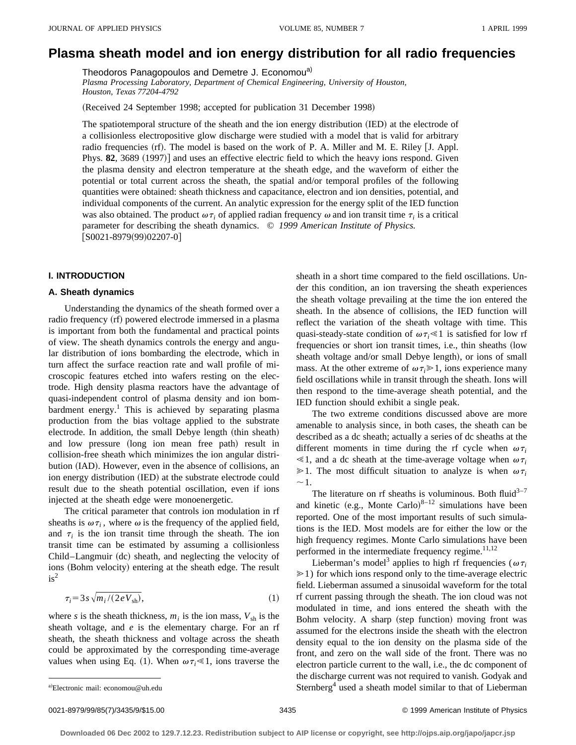# Plasma sheath model and ion energy distribution for all radio frequencies

Theodoros Panagopoulos and Demetre J. Economou[a)]

*Plasma Processing Laboratory, Department of Chemical Engineering, University of Houston, Houston, Texas 77204-4792*

(Received 24 September 1998; accepted for publication 31 December 1998)

The spatiotemporal structure of the sheath and the ion energy distribution (IED) at the electrode of a collisionless electropositive glow discharge were studied with a model that is valid for arbitrary radio frequencies (rf). The model is based on the work of P. A. Miller and M. E. Riley [J. Appl. Phys. **82**, 3689 (1997)] and uses an effective electric field to which the heavy ions respond. Given the plasma density and electron temperature at the sheath edge, and the waveform of either the potential or total current across the sheath, the spatial and/or temporal profiles of the following quantities were obtained: sheath thickness and capacitance, electron and ion densities, potential, and individual components of the current. An analytic expression for the energy split of the IED function was also obtained. The product $\omega\tau_i$ of applied radian frequency $\omega$ and ion transit time $\tau_i$ is a critical parameter for describing the sheath dynamics. © *1999 American Institute of Physics.* [S0021-8979(99)02207-0]

## I. INTRODUCTION

### A. Sheath dynamics

Understanding the dynamics of the sheath formed over a radio frequency (rf) powered electrode immersed in a plasma is important from both the fundamental and practical points of view. The sheath dynamics controls the energy and angular distribution of ions bombarding the electrode, which in turn affect the surface reaction rate and wall profile of microscopic features etched into wafers resting on the electrode. High density plasma reactors have the advantage of quasi-independent control of plasma density and ion bombardment energy.[1] This is achieved by separating plasma production from the bias voltage applied to the substrate electrode. In addition, the small Debye length (thin sheath) and low pressure (long ion mean free path) result in collision-free sheath which minimizes the ion angular distribution (IAD). However, even in the absence of collisions, an ion energy distribution (IED) at the substrate electrode could result due to the sheath potential oscillation, even if ions injected at the sheath edge were monoenergetic.

The critical parameter that controls ion modulation in rf sheaths is $\omega\tau_i$, where $\omega$ is the frequency of the applied field, and $\tau_i$ is the ion transit time through the sheath. The ion transit time can be estimated by assuming a collisionless Child–Langmuir (dc) sheath, and neglecting the velocity of ions (Bohm velocity) entering at the sheath edge. The result is[2]

$$\tau_i = 3s\sqrt{m_i/(2eV_{\mathrm{sh}})}, \tag{1}$$

where $s$ is the sheath thickness, $m_i$ is the ion mass, $V_{\mathrm{sh}}$ is the sheath voltage, and $e$ is the elementary charge. For an rf sheath, the sheath thickness and voltage across the sheath could be approximated by the corresponding time-average values when using Eq. (1). When $\omega\tau_i \ll 1$, ions traverse the sheath in a short time compared to the field oscillations. Under this condition, an ion traversing the sheath experiences the sheath voltage prevailing at the time the ion entered the sheath. In the absence of collisions, the IED function will reflect the variation of the sheath voltage with time. This quasi-steady-state condition of $\omega\tau_i \ll 1$ is satisfied for low rf frequencies or short ion transit times, i.e., thin sheaths (low sheath voltage and/or small Debye length), or ions of small mass. At the other extreme of $\omega\tau_i \gg 1$, ions experience many field oscillations while in transit through the sheath. Ions will then respond to the time-average sheath potential, and the IED function should exhibit a single peak.

The two extreme conditions discussed above are more amenable to analysis since, in both cases, the sheath can be described as a dc sheath; actually a series of dc sheaths at the different moments in time during the rf cycle when $\omega\tau_i \ll 1$, and a dc sheath at the time-average voltage when $\omega\tau_i \gg 1$. The most difficult situation to analyze is when $\omega\tau_i \sim 1$.

The literature on rf sheaths is voluminous. Both fluid[3–7] and kinetic (e.g., Monte Carlo)[8–12] simulations have been reported. One of the most important results of such simulations is the IED. Most models are for either the low or the high frequency regimes. Monte Carlo simulations have been performed in the intermediate frequency regime.[11,12]

Lieberman's model[3] applies to high rf frequencies ($\omega\tau_i \gg 1$) for which ions respond only to the time-average electric field. Lieberman assumed a sinusoidal waveform for the total rf current passing through the sheath. The ion cloud was not modulated in time, and ions entered the sheath with the Bohm velocity. A sharp (step function) moving front was assumed for the electrons inside the sheath with the electron density equal to the ion density on the plasma side of the front, and zero on the wall side of the front. There was no electron particle current to the wall, i.e., the dc component of the discharge current was not required to vanish. Godyak and Sternberg[4] used a sheath model similar to that of Lieberman

[a)]Electronic mail: economou@uh.edu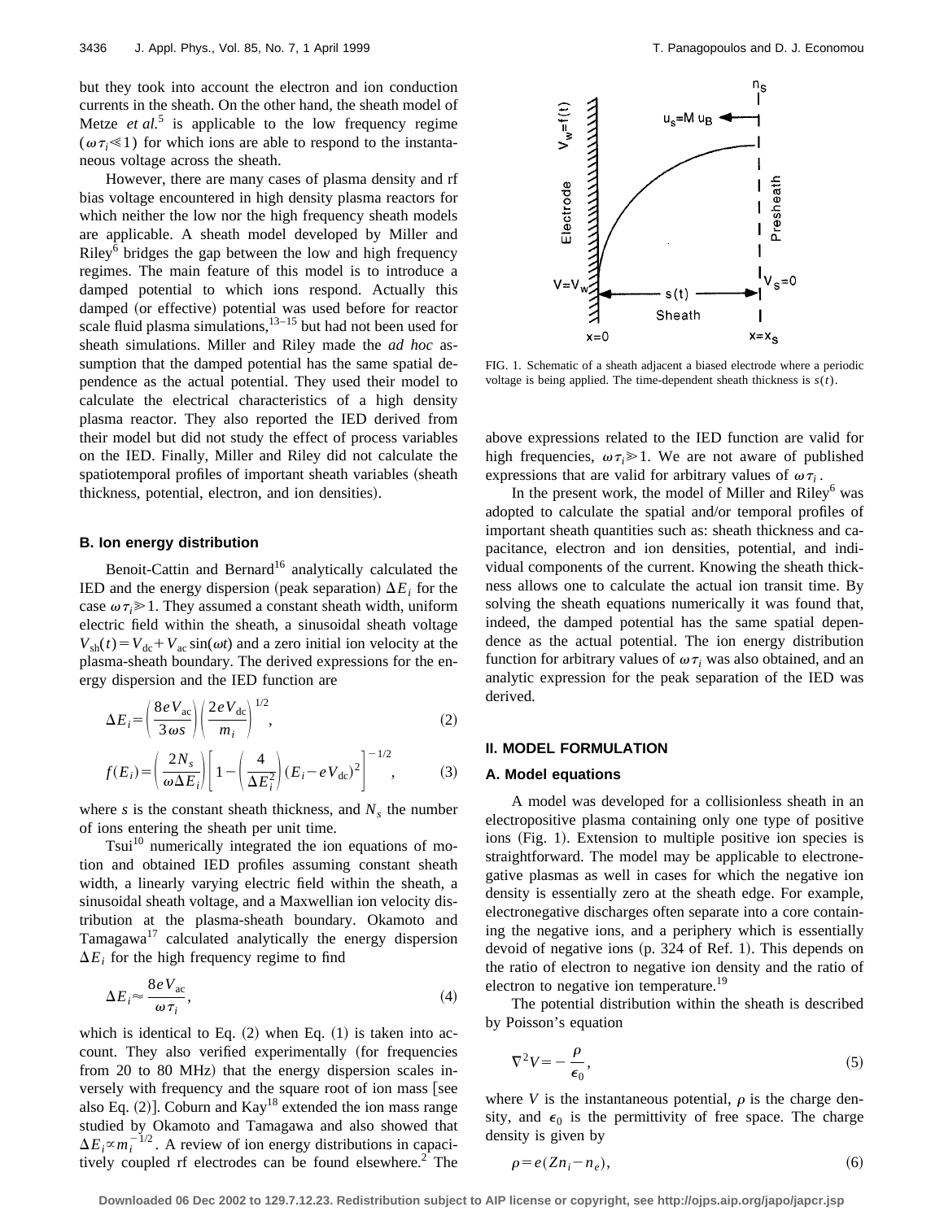but they took into account the electron and ion conduction currents in the sheath. On the other hand, the sheath model of Metze *et al.*[5] is applicable to the low frequency regime ($\omega\tau_i \ll 1$) for which ions are able to respond to the instantaneous voltage across the sheath.

However, there are many cases of plasma density and rf bias voltage encountered in high density plasma reactors for which neither the low nor the high frequency sheath models are applicable. A sheath model developed by Miller and Riley[6] bridges the gap between the low and high frequency regimes. The main feature of this model is to introduce a damped potential to which ions respond. Actually this damped (or effective) potential was used before for reactor scale fluid plasma simulations,[13–15] but had not been used for sheath simulations. Miller and Riley made the *ad hoc* assumption that the damped potential has the same spatial dependence as the actual potential. They used their model to calculate the electrical characteristics of a high density plasma reactor. They also reported the IED derived from their model but did not study the effect of process variables on the IED. Finally, Miller and Riley did not calculate the spatiotemporal profiles of important sheath variables (sheath thickness, potential, electron, and ion densities).

### B. Ion energy distribution

Benoit-Cattin and Bernard[16] analytically calculated the IED and the energy dispersion (peak separation) $\Delta E_i$ for the case $\omega\tau_i \gg 1$. They assumed a constant sheath width, uniform electric field within the sheath, a sinusoidal sheath voltage $V_{sh}(t) = V_{dc} + V_{ac}\sin(\omega t)$ and a zero initial ion velocity at the plasma-sheath boundary. The derived expressions for the energy dispersion and the IED function are

$$\Delta E_i = \left(\frac{8eV_{ac}}{3\omega s}\right)\left(\frac{2eV_{dc}}{m_i}\right)^{1/2}, \tag{2}$$

$$f(E_i) = \left(\frac{2N_s}{\omega\Delta E_i}\right)\left[1 - \left(\frac{4}{\Delta E_i^2}\right)(E_i - eV_{dc})^2\right]^{-1/2}, \tag{3}$$

where $s$ is the constant sheath thickness, and $N_s$ the number of ions entering the sheath per unit time.

Tsui[10] numerically integrated the ion equations of motion and obtained IED profiles assuming constant sheath width, a linearly varying electric field within the sheath, a sinusoidal sheath voltage, and a Maxwellian ion velocity distribution at the plasma-sheath boundary. Okamoto and Tamagawa[17] calculated analytically the energy dispersion $\Delta E_i$ for the high frequency regime to find

$$\Delta E_i \approx \frac{8eV_{ac}}{\omega\tau_i}, \tag{4}$$

which is identical to Eq. (2) when Eq. (1) is taken into account. They also verified experimentally (for frequencies from 20 to 80 MHz) that the energy dispersion scales inversely with frequency and the square root of ion mass [see also Eq. (2)]. Coburn and Kay[18] extended the ion mass range studied by Okamoto and Tamagawa and also showed that $\Delta E_i \propto m_i^{-1/2}$. A review of ion energy distributions in capacitively coupled rf electrodes can be found elsewhere.[2] The above expressions related to the IED function are valid for high frequencies, $\omega\tau_i \gg 1$. We are not aware of published expressions that are valid for arbitrary values of $\omega\tau_i$.

In the present work, the model of Miller and Riley[6] was adopted to calculate the spatial and/or temporal profiles of important sheath quantities such as: sheath thickness and capacitance, electron and ion densities, potential, and individual components of the current. Knowing the sheath thickness allows one to calculate the actual ion transit time. By solving the sheath equations numerically it was found that, indeed, the damped potential has the same spatial dependence as the actual potential. The ion energy distribution function for arbitrary values of $\omega\tau_i$ was also obtained, and an analytic expression for the peak separation of the IED was derived.

FIG. 1. Schematic of a sheath adjacent a biased electrode where a periodic voltage is being applied. The time-dependent sheath thickness is $s(t)$.

## II. MODEL FORMULATION

### A. Model equations

A model was developed for a collisionless sheath in an electropositive plasma containing only one type of positive ions (Fig. 1). Extension to multiple positive ion species is straightforward. The model may be applicable to electronegative plasmas as well in cases for which the negative ion density is essentially zero at the sheath edge. For example, electronegative discharges often separate into a core containing the negative ions, and a periphery which is essentially devoid of negative ions (p. 324 of Ref. 1). This depends on the ratio of electron to negative ion density and the ratio of electron to negative ion temperature.[19]

The potential distribution within the sheath is described by Poisson's equation

$$\nabla^2 V = -\frac{\rho}{\epsilon_0}, \tag{5}$$

where $V$ is the instantaneous potential, $\rho$ is the charge density, and $\epsilon_0$ is the permittivity of free space. The charge density is given by

$$\rho = e(Zn_i - n_e), \tag{6}$$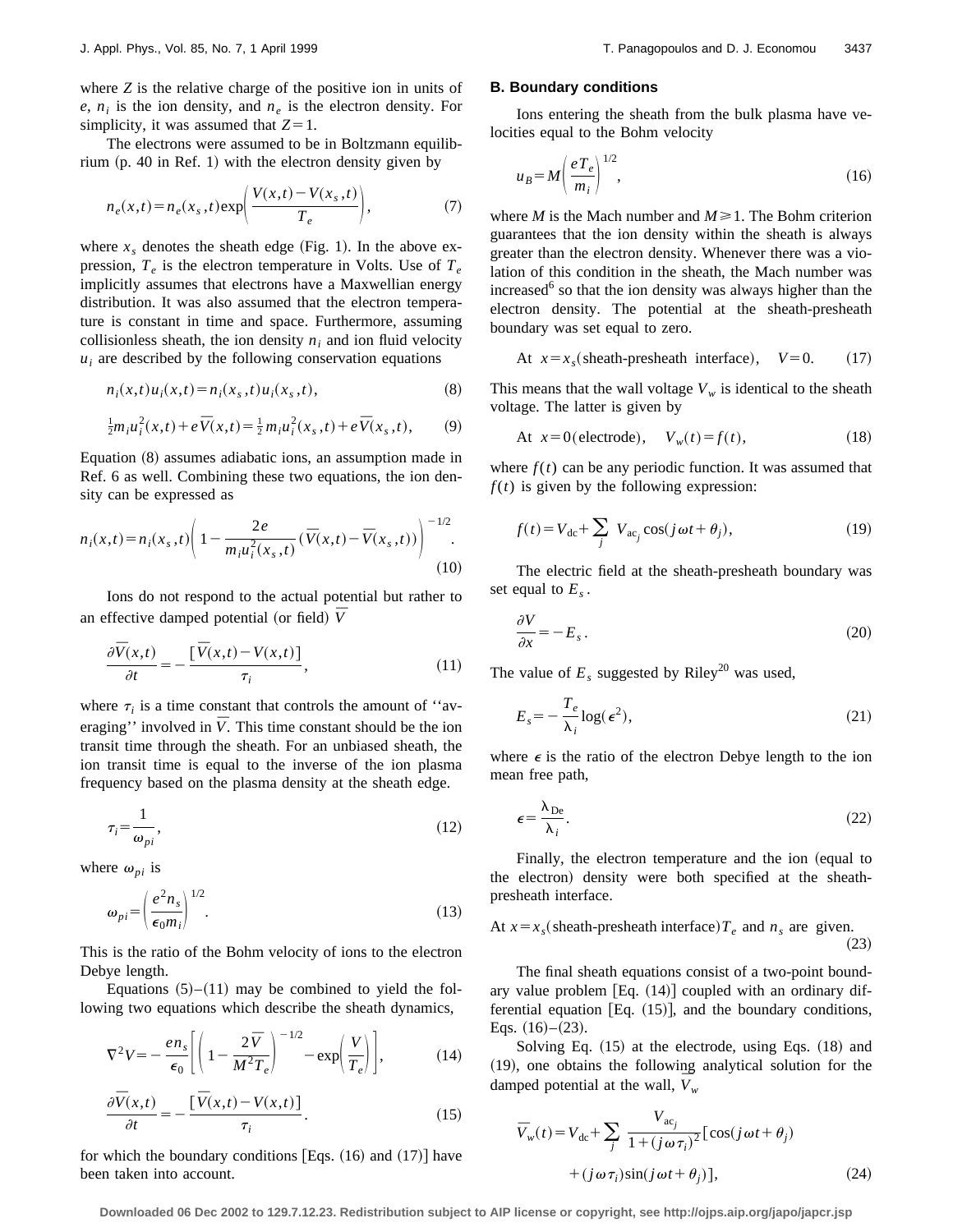where $Z$ is the relative charge of the positive ion in units of $e$, $n_i$ is the ion density, and $n_e$ is the electron density. For simplicity, it was assumed that $Z=1$.

The electrons were assumed to be in Boltzmann equilibrium (p. 40 in Ref. 1) with the electron density given by

$$n_e(x,t)=n_e(x_s,t)\exp\left(\frac{V(x,t)-V(x_s,t)}{T_e}\right), \tag{7}$$

where $x_s$ denotes the sheath edge (Fig. 1). In the above expression, $T_e$ is the electron temperature in Volts. Use of $T_e$ implicitly assumes that electrons have a Maxwellian energy distribution. It was also assumed that the electron temperature is constant in time and space. Furthermore, assuming collisionless sheath, the ion density $n_i$ and ion fluid velocity $u_i$ are described by the following conservation equations

$$n_i(x,t)u_i(x,t)=n_i(x_s,t)u_i(x_s,t), \tag{8}$$

$$\tfrac{1}{2}m_i u_i^2(x,t)+e\bar{V}(x,t)=\tfrac{1}{2}m_i u_i^2(x_s,t)+e\bar{V}(x_s,t), \tag{9}$$

Equation (8) assumes adiabatic ions, an assumption made in Ref. 6 as well. Combining these two equations, the ion density can be expressed as

$$n_i(x,t)=n_i(x_s,t)\left(1-\frac{2e}{m_i u_i^2(x_s,t)}(\bar{V}(x,t)-\bar{V}(x_s,t))\right)^{-1/2}. \tag{10}$$

Ions do not respond to the actual potential but rather to an effective damped potential (or field) $\bar{V}$

$$\frac{\partial \bar{V}(x,t)}{\partial t}=-\frac{[\bar{V}(x,t)-V(x,t)]}{\tau_i}, \tag{11}$$

where $\tau_i$ is a time constant that controls the amount of ''averaging'' involved in $\bar{V}$. This time constant should be the ion transit time through the sheath. For an unbiased sheath, the ion transit time is equal to the inverse of the ion plasma frequency based on the plasma density at the sheath edge.

$$\tau_i=\frac{1}{\omega_{pi}}, \tag{12}$$

where $\omega_{pi}$ is

$$\omega_{pi}=\left(\frac{e^2 n_s}{\epsilon_0 m_i}\right)^{1/2}. \tag{13}$$

This is the ratio of the Bohm velocity of ions to the electron Debye length.

Equations (5)–(11) may be combined to yield the following two equations which describe the sheath dynamics,

$$\nabla^2 V=-\frac{e n_s}{\epsilon_0}\left[\left(1-\frac{2\bar{V}}{M^2 T_e}\right)^{-1/2}-\exp\left(\frac{V}{T_e}\right)\right], \tag{14}$$

$$\frac{\partial \bar{V}(x,t)}{\partial t}=-\frac{[\bar{V}(x,t)-V(x,t)]}{\tau_i}. \tag{15}$$

for which the boundary conditions [Eqs. (16) and (17)] have been taken into account.

### B. Boundary conditions

Ions entering the sheath from the bulk plasma have velocities equal to the Bohm velocity

$$u_B=M\left(\frac{eT_e}{m_i}\right)^{1/2}, \tag{16}$$

where $M$ is the Mach number and $M \geqslant 1$. The Bohm criterion guarantees that the ion density within the sheath is always greater than the electron density. Whenever there was a violation of this condition in the sheath, the Mach number was increased[6] so that the ion density was always higher than the electron density. The potential at the sheath-presheath boundary was set equal to zero.

$$\text{At } x=x_s(\text{sheath-presheath interface}), \quad V=0. \tag{17}$$

This means that the wall voltage $V_w$ is identical to the sheath voltage. The latter is given by

$$\text{At } x=0(\text{electrode}), \quad V_w(t)=f(t), \tag{18}$$

where $f(t)$ can be any periodic function. It was assumed that $f(t)$ is given by the following expression:

$$f(t)=V_{\rm dc}+\sum_j V_{{\rm ac}_j}\cos(j\omega t+\theta_j), \tag{19}$$

The electric field at the sheath-presheath boundary was set equal to $E_s$.

$$\frac{\partial V}{\partial x}=-E_s. \tag{20}$$

The value of $E_s$ suggested by Riley[20] was used,

$$E_s=-\frac{T_e}{\lambda_i}\log(\epsilon^2), \tag{21}$$

where $\epsilon$ is the ratio of the electron Debye length to the ion mean free path,

$$\epsilon=\frac{\lambda_{\rm De}}{\lambda_i}. \tag{22}$$

Finally, the electron temperature and the ion (equal to the electron) density were both specified at the sheath-presheath interface.

$$\text{At } x=x_s(\text{sheath-presheath interface})\, T_e \text{ and } n_s \text{ are given.} \tag{23}$$

The final sheath equations consist of a two-point boundary value problem [Eq. (14)] coupled with an ordinary differential equation [Eq. (15)], and the boundary conditions, Eqs. (16)–(23).

Solving Eq. (15) at the electrode, using Eqs. (18) and (19), one obtains the following analytical solution for the damped potential at the wall, $\bar{V}_w$

$$\bar{V}_w(t)=V_{\rm dc}+\sum_j \frac{V_{{\rm ac}_j}}{1+(j\omega\tau_i)^2}[\cos(j\omega t+\theta_j)+(j\omega\tau_i)\sin(j\omega t+\theta_j)], \tag{24}$$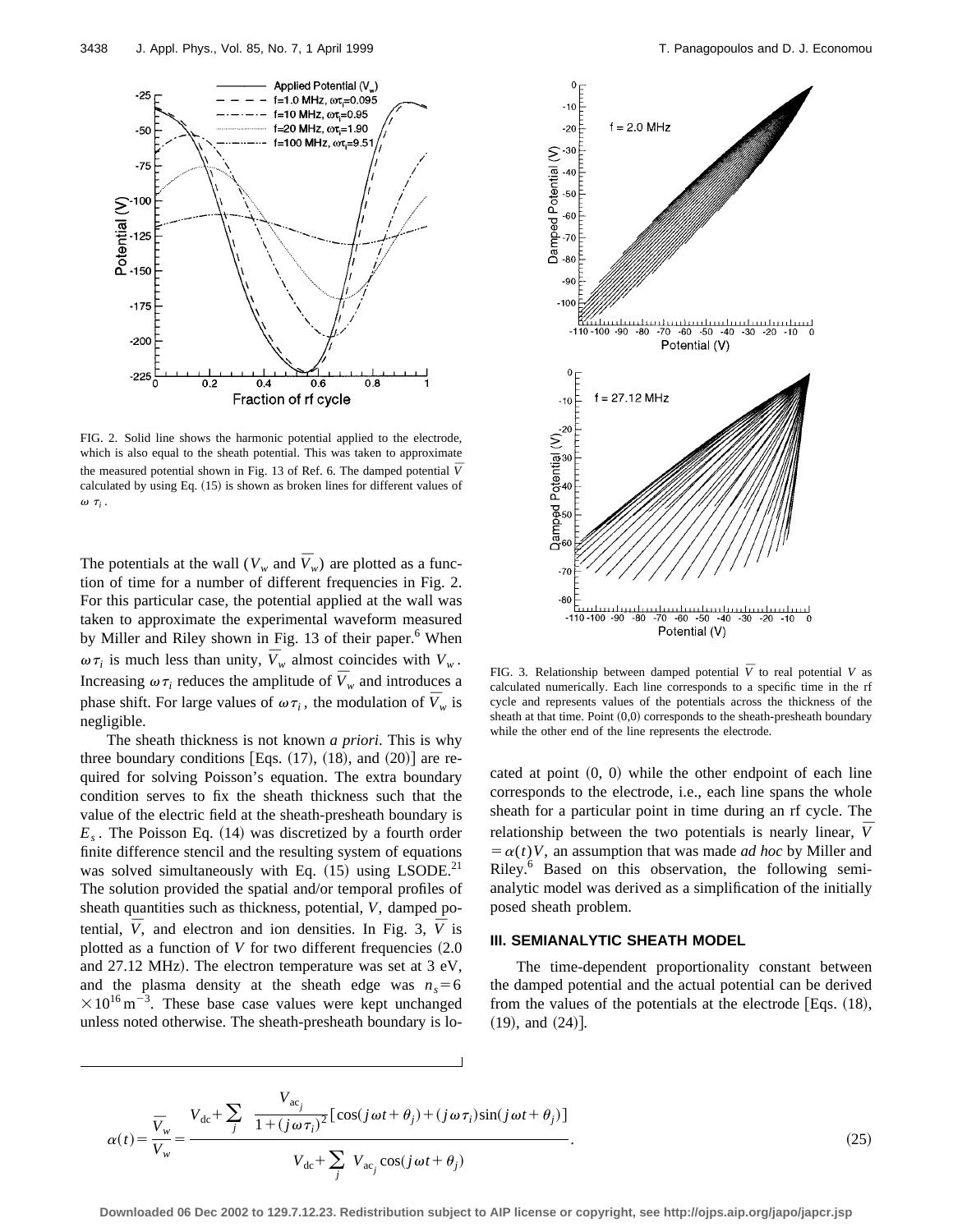FIG. 2. Solid line shows the harmonic potential applied to the electrode, which is also equal to the sheath potential. This was taken to approximate the measured potential shown in Fig. 13 of Ref. 6. The damped potential $\bar{V}$ calculated by using Eq. (15) is shown as broken lines for different values of $\omega \tau_i$.

The potentials at the wall ($V_w$ and $\bar{V}_w$) are plotted as a function of time for a number of different frequencies in Fig. 2. For this particular case, the potential applied at the wall was taken to approximate the experimental waveform measured by Miller and Riley shown in Fig. 13 of their paper.[6] When $\omega\tau_i$ is much less than unity, $\bar{V}_w$ almost coincides with $V_w$. Increasing $\omega\tau_i$ reduces the amplitude of $\bar{V}_w$ and introduces a phase shift. For large values of $\omega\tau_i$, the modulation of $\bar{V}_w$ is negligible.

The sheath thickness is not known *a priori*. This is why three boundary conditions [Eqs. (17), (18), and (20)] are required for solving Poisson's equation. The extra boundary condition serves to fix the sheath thickness such that the value of the electric field at the sheath-presheath boundary is $E_s$. The Poisson Eq. (14) was discretized by a fourth order finite difference stencil and the resulting system of equations was solved simultaneously with Eq. (15) using LSODE.[21] The solution provided the spatial and/or temporal profiles of sheath quantities such as thickness, potential, $V$, damped potential, $\bar{V}$, and electron and ion densities. In Fig. 3, $\bar{V}$ is plotted as a function of $V$ for two different frequencies (2.0 and 27.12 MHz). The electron temperature was set at 3 eV, and the plasma density at the sheath edge was $n_s = 6 \times 10^{16}\,\mathrm{m}^{-3}$. These base case values were kept unchanged unless noted otherwise. The sheath-presheath boundary is located at point (0, 0) while the other endpoint of each line corresponds to the electrode, i.e., each line spans the whole sheath for a particular point in time during an rf cycle. The relationship between the two potentials is nearly linear, $\bar{V} = \alpha(t)V$, an assumption that was made *ad hoc* by Miller and Riley.[6] Based on this observation, the following semianalytic model was derived as a simplification of the initially posed sheath problem.

FIG. 3. Relationship between damped potential $\bar{V}$ to real potential $V$ as calculated numerically. Each line corresponds to a specific time in the rf cycle and represents values of the potentials across the thickness of the sheath at that time. Point (0,0) corresponds to the sheath-presheath boundary while the other end of the line represents the electrode.

## III. SEMIANALYTIC SHEATH MODEL

The time-dependent proportionality constant between the damped potential and the actual potential can be derived from the values of the potentials at the electrode [Eqs. (18), (19), and (24)].

$$\alpha(t) = \frac{\bar{V}_w}{V_w} = \frac{V_{\mathrm{dc}} + \sum_j \dfrac{V_{\mathrm{ac}_j}}{1 + (j\omega\tau_i)^2}\left[\cos(j\omega t + \theta_j) + (j\omega\tau_i)\sin(j\omega t + \theta_j)\right]}{V_{\mathrm{dc}} + \sum_j V_{\mathrm{ac}_j}\cos(j\omega t + \theta_j)}. \tag{25}$$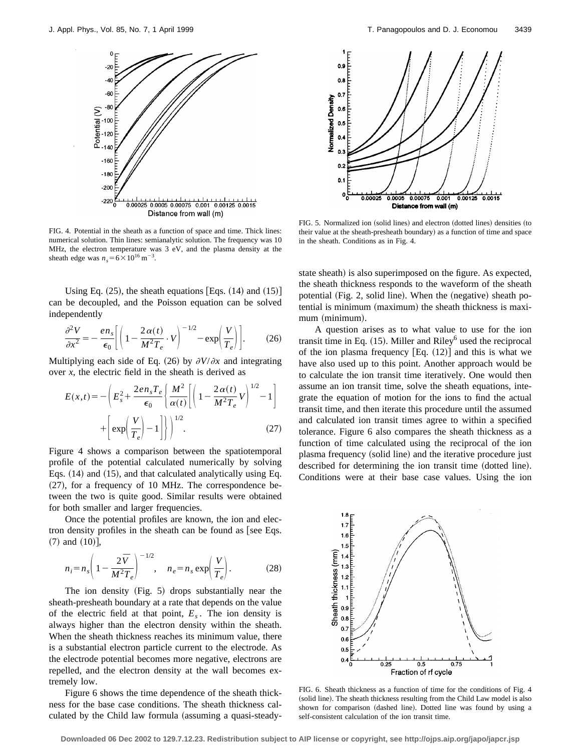FIG. 4. Potential in the sheath as a function of space and time. Thick lines: numerical solution. Thin lines: semianalytic solution. The frequency was 10 MHz, the electron temperature was 3 eV, and the plasma density at the sheath edge was $n_s = 6 \times 10^{16}\ \mathrm{m}^{-3}$.

FIG. 5. Normalized ion (solid lines) and electron (dotted lines) densities (to their value at the sheath-presheath boundary) as a function of time and space in the sheath. Conditions as in Fig. 4.

Using Eq. (25), the sheath equations [Eqs. (14) and (15)] can be decoupled, and the Poisson equation can be solved independently

$$\frac{\partial^2 V}{\partial x^2} = -\frac{e n_s}{\epsilon_0}\left[\left(1 - \frac{2\alpha(t)}{M^2 T_e}\cdot V\right)^{-1/2} - \exp\left(\frac{V}{T_e}\right)\right]. \tag{26}$$

Multiplying each side of Eq. (26) by $\partial V/\partial x$ and integrating over $x$, the electric field in the sheath is derived as

$$E(x,t) = -\left(E_s^2 + \frac{2 e n_s T_e}{\epsilon_0}\left\{\frac{M^2}{\alpha(t)}\left[\left(1 - \frac{2\alpha(t)}{M^2 T_e}V\right)^{1/2} - 1\right] + \left[\exp\left(\frac{V}{T_e}\right) - 1\right]\right\}\right)^{1/2}. \tag{27}$$

Figure 4 shows a comparison between the spatiotemporal profile of the potential calculated numerically by solving Eqs. (14) and (15), and that calculated analytically using Eq. (27), for a frequency of 10 MHz. The correspondence between the two is quite good. Similar results were obtained for both smaller and larger frequencies.

Once the potential profiles are known, the ion and electron density profiles in the sheath can be found as [see Eqs. (7) and (10)],

$$n_i = n_s\left(1 - \frac{2\bar{V}}{M^2 T_e}\right)^{-1/2}, \quad n_e = n_s \exp\left(\frac{V}{T_e}\right). \tag{28}$$

The ion density (Fig. 5) drops substantially near the sheath-presheath boundary at a rate that depends on the value of the electric field at that point, $E_s$. The ion density is always higher than the electron density within the sheath. When the sheath thickness reaches its minimum value, there is a substantial electron particle current to the electrode. As the electrode potential becomes more negative, electrons are repelled, and the electron density at the wall becomes extremely low.

Figure 6 shows the time dependence of the sheath thickness for the base case conditions. The sheath thickness calculated by the Child law formula (assuming a quasi-steady-state sheath) is also superimposed on the figure. As expected, the sheath thickness responds to the waveform of the sheath potential (Fig. 2, solid line). When the (negative) sheath potential is minimum (maximum) the sheath thickness is maximum (minimum).

A question arises as to what value to use for the ion transit time in Eq. (15). Miller and Riley[6] used the reciprocal of the ion plasma frequency [Eq. (12)] and this is what we have also used up to this point. Another approach would be to calculate the ion transit time iteratively. One would then assume an ion transit time, solve the sheath equations, integrate the equation of motion for the ions to find the actual transit time, and then iterate this procedure until the assumed and calculated ion transit times agree to within a specified tolerance. Figure 6 also compares the sheath thickness as a function of time calculated using the reciprocal of the ion plasma frequency (solid line) and the iterative procedure just described for determining the ion transit time (dotted line). Conditions were at their base case values. Using the ion

FIG. 6. Sheath thickness as a function of time for the conditions of Fig. 4 (solid line). The sheath thickness resulting from the Child Law model is also shown for comparison (dashed line). Dotted line was found by using a self-consistent calculation of the ion transit time.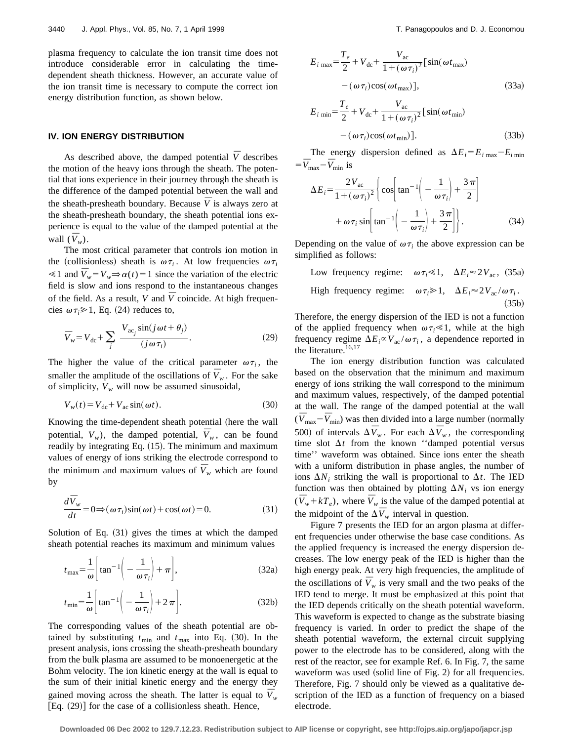plasma frequency to calculate the ion transit time does not introduce considerable error in calculating the time-dependent sheath thickness. However, an accurate value of the ion transit time is necessary to compute the correct ion energy distribution function, as shown below.

## IV. ION ENERGY DISTRIBUTION

As described above, the damped potential $\bar{V}$ describes the motion of the heavy ions through the sheath. The potential that ions experience in their journey through the sheath is the difference of the damped potential between the wall and the sheath-presheath boundary. Because $\bar{V}$ is always zero at the sheath-presheath boundary, the sheath potential ions experience is equal to the value of the damped potential at the wall ($\bar{V}_w$).

The most critical parameter that controls ion motion in the (collisionless) sheath is $\omega\tau_i$. At low frequencies $\omega\tau_i \ll 1$ and $\bar{V}_w = V_w \Rightarrow \alpha(t) = 1$ since the variation of the electric field is slow and ions respond to the instantaneous changes of the field. As a result, $V$ and $\bar{V}$ coincide. At high frequencies $\omega\tau_i \gg 1$, Eq. (24) reduces to,

$$\bar{V}_w = V_{\mathrm{dc}} + \sum_j \frac{V_{\mathrm{ac}_j}\sin(j\omega t + \theta_j)}{(j\omega\tau_i)}. \tag{29}$$

The higher the value of the critical parameter $\omega\tau_i$, the smaller the amplitude of the oscillations of $\bar{V}_w$. For the sake of simplicity, $V_w$ will now be assumed sinusoidal,

$$V_w(t) = V_{\mathrm{dc}} + V_{\mathrm{ac}}\sin(\omega t). \tag{30}$$

Knowing the time-dependent sheath potential (here the wall potential, $V_w$), the damped potential, $\bar{V}_w$, can be found readily by integrating Eq. (15). The minimum and maximum values of energy of ions striking the electrode correspond to the minimum and maximum values of $\bar{V}_w$ which are found by

$$\frac{d\bar{V}_w}{dt} = 0 \Rightarrow (\omega\tau_i)\sin(\omega t) + \cos(\omega t) = 0. \tag{31}$$

Solution of Eq. (31) gives the times at which the damped sheath potential reaches its maximum and minimum values

$$t_{\max} = \frac{1}{\omega}\left[\tan^{-1}\left(-\frac{1}{\omega\tau_i}\right) + \pi\right], \tag{32a}$$

$$t_{\min} = \frac{1}{\omega}\left[\tan^{-1}\left(-\frac{1}{\omega\tau_i}\right) + 2\pi\right]. \tag{32b}$$

The corresponding values of the sheath potential are obtained by substituting $t_{\min}$ and $t_{\max}$ into Eq. (30). In the present analysis, ions crossing the sheath-presheath boundary from the bulk plasma are assumed to be monoenergetic at the Bohm velocity. The ion kinetic energy at the wall is equal to the sum of their initial kinetic energy and the energy they gained moving across the sheath. The latter is equal to $\bar{V}_w$ [Eq. (29)] for the case of a collisionless sheath. Hence,

$$E_{i\,\max} = \frac{T_e}{2} + V_{\mathrm{dc}} + \frac{V_{\mathrm{ac}}}{1+(\omega\tau_i)^2}[\sin(\omega t_{\max}) - (\omega\tau_i)\cos(\omega t_{\max})], \tag{33a}$$

$$E_{i\,\min} = \frac{T_e}{2} + V_{\mathrm{dc}} + \frac{V_{\mathrm{ac}}}{1+(\omega\tau_i)^2}[\sin(\omega t_{\min}) - (\omega\tau_i)\cos(\omega t_{\min})]. \tag{33b}$$

The energy dispersion defined as $\Delta E_i = E_{i\,\max} - E_{i\,\min} = \bar{V}_{\max} - \bar{V}_{\min}$ is

$$\Delta E_i = \frac{2V_{\mathrm{ac}}}{1+(\omega\tau_i)^2}\left\{\cos\left[\tan^{-1}\left(-\frac{1}{\omega\tau_i}\right) + \frac{3\pi}{2}\right] + \omega\tau_i\sin\left[\tan^{-1}\left(-\frac{1}{\omega\tau_i}\right) + \frac{3\pi}{2}\right]\right\}. \tag{34}$$

Depending on the value of $\omega\tau_i$ the above expression can be simplified as follows:

$$\text{Low frequency regime:} \quad \omega\tau_i \ll 1, \quad \Delta E_i \approx 2V_{\mathrm{ac}}, \tag{35a}$$

$$\text{High frequency regime:} \quad \omega\tau_i \gg 1, \quad \Delta E_i \approx 2V_{\mathrm{ac}}/\omega\tau_i. \tag{35b}$$

Therefore, the energy dispersion of the IED is not a function of the applied frequency when $\omega\tau_i \ll 1$, while at the high frequency regime $\Delta E_i \propto V_{\mathrm{ac}}/\omega\tau_i$, a dependence reported in the literature.[16,17]

The ion energy distribution function was calculated based on the observation that the minimum and maximum energy of ions striking the wall correspond to the minimum and maximum values, respectively, of the damped potential at the wall. The range of the damped potential at the wall ($\bar{V}_{\max} - \bar{V}_{\min}$) was then divided into a large number (normally 500) of intervals $\Delta\bar{V}_w$. For each $\Delta\bar{V}_w$, the corresponding time slot $\Delta t$ from the known "damped potential versus time" waveform was obtained. Since ions enter the sheath with a uniform distribution in phase angles, the number of ions $\Delta N_i$ striking the wall is proportional to $\Delta t$. The IED function was then obtained by plotting $\Delta N_i$ vs ion energy ($\bar{V}_w + kT_e$), where $\bar{V}_w$ is the value of the damped potential at the midpoint of the $\Delta\bar{V}_w$ interval in question.

Figure 7 presents the IED for an argon plasma at different frequencies under otherwise the base case conditions. As the applied frequency is increased the energy dispersion decreases. The low energy peak of the IED is higher than the high energy peak. At very high frequencies, the amplitude of the oscillations of $\bar{V}_w$ is very small and the two peaks of the IED tend to merge. It must be emphasized at this point that the IED depends critically on the sheath potential waveform. This waveform is expected to change as the substrate biasing frequency is varied. In order to predict the shape of the sheath potential waveform, the external circuit supplying power to the electrode has to be considered, along with the rest of the reactor, see for example Ref. 6. In Fig. 7, the same waveform was used (solid line of Fig. 2) for all frequencies. Therefore, Fig. 7 should only be viewed as a qualitative description of the IED as a function of frequency on a biased electrode.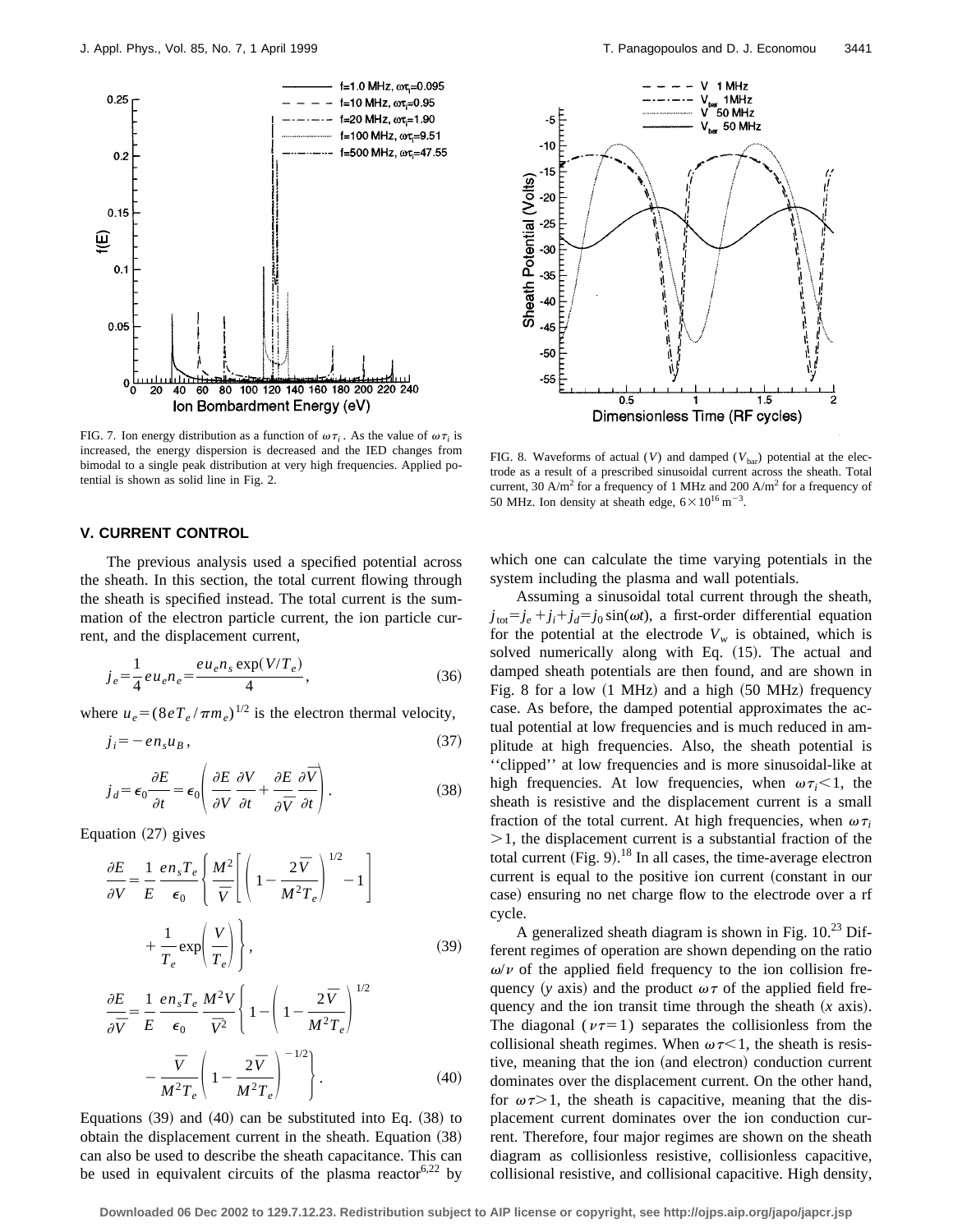FIG. 7. Ion energy distribution as a function of $\omega\tau_i$. As the value of $\omega\tau_i$ is increased, the energy dispersion is decreased and the IED changes from bimodal to a single peak distribution at very high frequencies. Applied potential is shown as solid line in Fig. 2.

FIG. 8. Waveforms of actual ($V$) and damped ($V_{\text{bar}}$) potential at the electrode as a result of a prescribed sinusoidal current across the sheath. Total current, 30 A/m$^2$ for a frequency of 1 MHz and 200 A/m$^2$ for a frequency of 50 MHz. Ion density at sheath edge, $6\times10^{16}$ m$^{-3}$.

## V. CURRENT CONTROL

The previous analysis used a specified potential across the sheath. In this section, the total current flowing through the sheath is specified instead. The total current is the summation of the electron particle current, the ion particle current, and the displacement current,

$$j_e=\frac{1}{4}eu_e n_e=\frac{eu_e n_s \exp(V/T_e)}{4}, \tag{36}$$

where $u_e=(8eT_e/\pi m_e)^{1/2}$ is the electron thermal velocity,

$$j_i=-en_s u_B, \tag{37}$$

$$j_d=\epsilon_0\frac{\partial E}{\partial t}=\epsilon_0\left(\frac{\partial E}{\partial V}\frac{\partial V}{\partial t}+\frac{\partial E}{\partial \overline{V}}\frac{\partial \overline{V}}{\partial t}\right). \tag{38}$$

Equation (27) gives

$$\frac{\partial E}{\partial V}=\frac{1}{E}\frac{en_sT_e}{\epsilon_0}\left\{\frac{M^2}{\overline{V}}\left[\left(1-\frac{2\overline{V}}{M^2T_e}\right)^{1/2}-1\right]+\frac{1}{T_e}\exp\left(\frac{V}{T_e}\right)\right\}, \tag{39}$$

$$\frac{\partial E}{\partial \overline{V}}=\frac{1}{E}\frac{en_sT_e}{\epsilon_0}\frac{M^2V}{\overline{V}^2}\left\{1-\left(1-\frac{2\overline{V}}{M^2T_e}\right)^{1/2}-\frac{\overline{V}}{M^2T_e}\left(1-\frac{2\overline{V}}{M^2T_e}\right)^{-1/2}\right\}. \tag{40}$$

Equations (39) and (40) can be substituted into Eq. (38) to obtain the displacement current in the sheath. Equation (38) can also be used to describe the sheath capacitance. This can be used in equivalent circuits of the plasma reactor[6,22] by which one can calculate the time varying potentials in the system including the plasma and wall potentials.

Assuming a sinusoidal total current through the sheath, $j_{\text{tot}}=j_e+j_i+j_d=j_0\sin(\omega t)$, a first-order differential equation for the potential at the electrode $V_w$ is obtained, which is solved numerically along with Eq. (15). The actual and damped sheath potentials are then found, and are shown in Fig. 8 for a low (1 MHz) and a high (50 MHz) frequency case. As before, the damped potential approximates the actual potential at low frequencies and is much reduced in amplitude at high frequencies. Also, the sheath potential is ''clipped'' at low frequencies and is more sinusoidal-like at high frequencies. At low frequencies, when $\omega\tau_i<1$, the sheath is resistive and the displacement current is a small fraction of the total current. At high frequencies, when $\omega\tau_i>1$, the displacement current is a substantial fraction of the total current (Fig. 9).[18] In all cases, the time-average electron current is equal to the positive ion current (constant in our case) ensuring no net charge flow to the electrode over a rf cycle.

A generalized sheath diagram is shown in Fig. 10.[23] Different regimes of operation are shown depending on the ratio $\omega/\nu$ of the applied field frequency to the ion collision frequency ($y$ axis) and the product $\omega\tau$ of the applied field frequency and the ion transit time through the sheath ($x$ axis). The diagonal ($\nu\tau=1$) separates the collisionless from the collisional sheath regimes. When $\omega\tau<1$, the sheath is resistive, meaning that the ion (and electron) conduction current dominates over the displacement current. On the other hand, for $\omega\tau>1$, the sheath is capacitive, meaning that the displacement current dominates over the ion conduction current. Therefore, four major regimes are shown on the sheath diagram as collisionless resistive, collisionless capacitive, collisional resistive, and collisional capacitive. High density,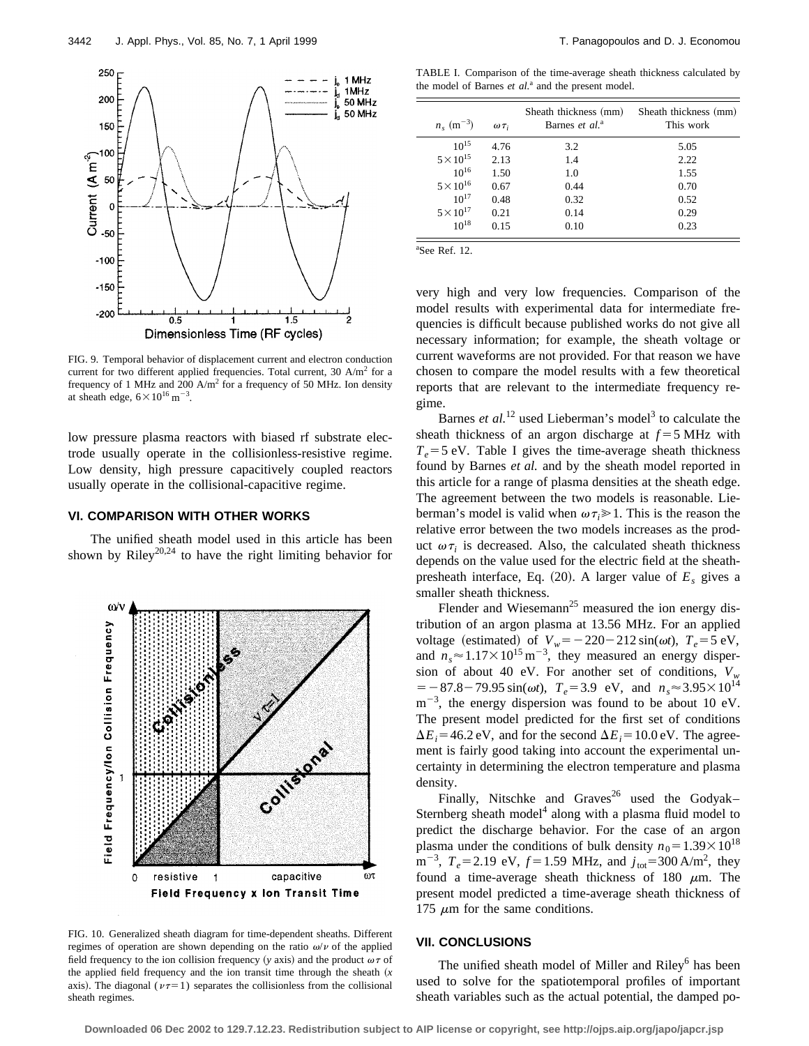FIG. 9. Temporal behavior of displacement current and electron conduction current for two different applied frequencies. Total current, 30 A/m$^2$ for a frequency of 1 MHz and 200 A/m$^2$ for a frequency of 50 MHz. Ion density at sheath edge, $6\times10^{16}\ \mathrm{m}^{-3}$.

low pressure plasma reactors with biased rf substrate electrode usually operate in the collisionless-resistive regime. Low density, high pressure capacitively coupled reactors usually operate in the collisional-capacitive regime.

## VI. COMPARISON WITH OTHER WORKS

The unified sheath model used in this article has been shown by Riley[20,24] to have the right limiting behavior for very high and very low frequencies. Comparison of the model results with experimental data for intermediate frequencies is difficult because published works do not give all necessary information; for example, the sheath voltage or current waveforms are not provided. For that reason we have chosen to compare the model results with a few theoretical reports that are relevant to the intermediate frequency regime.

FIG. 10. Generalized sheath diagram for time-dependent sheaths. Different regimes of operation are shown depending on the ratio $\omega/\nu$ of the applied field frequency to the ion collision frequency ($y$ axis) and the product $\omega\tau$ of the applied field frequency and the ion transit time through the sheath ($x$ axis). The diagonal ($\nu\tau=1$) separates the collisionless from the collisional sheath regimes.

TABLE I. Comparison of the time-average sheath thickness calculated by the model of Barnes *et al.*[a] and the present model.

| $n_s$ (m$^{-3}$) | $\omega\tau_i$ | Sheath thickness (mm) Barnes *et al.*[a] | Sheath thickness (mm) This work |
|---|---|---|---|
| $10^{15}$ | 4.76 | 3.2 | 5.05 |
| $5\times10^{15}$ | 2.13 | 1.4 | 2.22 |
| $10^{16}$ | 1.50 | 1.0 | 1.55 |
| $5\times10^{16}$ | 0.67 | 0.44 | 0.70 |
| $10^{17}$ | 0.48 | 0.32 | 0.52 |
| $5\times10^{17}$ | 0.21 | 0.14 | 0.29 |
| $10^{18}$ | 0.15 | 0.10 | 0.23 |

[a]See Ref. 12.

Barnes *et al.*[12] used Lieberman's model[3] to calculate the sheath thickness of an argon discharge at $f=5$ MHz with $T_e=5$ eV. Table I gives the time-average sheath thickness found by Barnes *et al.* and by the sheath model reported in this article for a range of plasma densities at the sheath edge. The agreement between the two models is reasonable. Lieberman's model is valid when $\omega\tau_i\gg1$. This is the reason the relative error between the two models increases as the product $\omega\tau_i$ is decreased. Also, the calculated sheath thickness depends on the value used for the electric field at the sheath-presheath interface, Eq. (20). A larger value of $E_s$ gives a smaller sheath thickness.

Flender and Wiesemann[25] measured the ion energy distribution of an argon plasma at 13.56 MHz. For an applied voltage (estimated) of $V_w=-220-212\sin(\omega t)$, $T_e=5$ eV, and $n_s\approx1.17\times10^{15}\ \mathrm{m}^{-3}$, they measured an energy dispersion of about 40 eV. For another set of conditions, $V_w=-87.8-79.95\sin(\omega t)$, $T_e=3.9$ eV, and $n_s\approx3.95\times10^{14}\ \mathrm{m}^{-3}$, the energy dispersion was found to be about 10 eV. The present model predicted for the first set of conditions $\Delta E_i=46.2$ eV, and for the second $\Delta E_i=10.0$ eV. The agreement is fairly good taking into account the experimental uncertainty in determining the electron temperature and plasma density.

Finally, Nitschke and Graves[26] used the Godyak–Sternberg sheath model[4] along with a plasma fluid model to predict the discharge behavior. For the case of an argon plasma under the conditions of bulk density $n_0=1.39\times10^{18}\ \mathrm{m}^{-3}$, $T_e=2.19$ eV, $f=1.59$ MHz, and $j_{\mathrm{tot}}=300\ \mathrm{A/m}^2$, they found a time-average sheath thickness of 180 $\mu$m. The present model predicted a time-average sheath thickness of 175 $\mu$m for the same conditions.

## VII. CONCLUSIONS

The unified sheath model of Miller and Riley[6] has been used to solve for the spatiotemporal profiles of important sheath variables such as the actual potential, the damped po-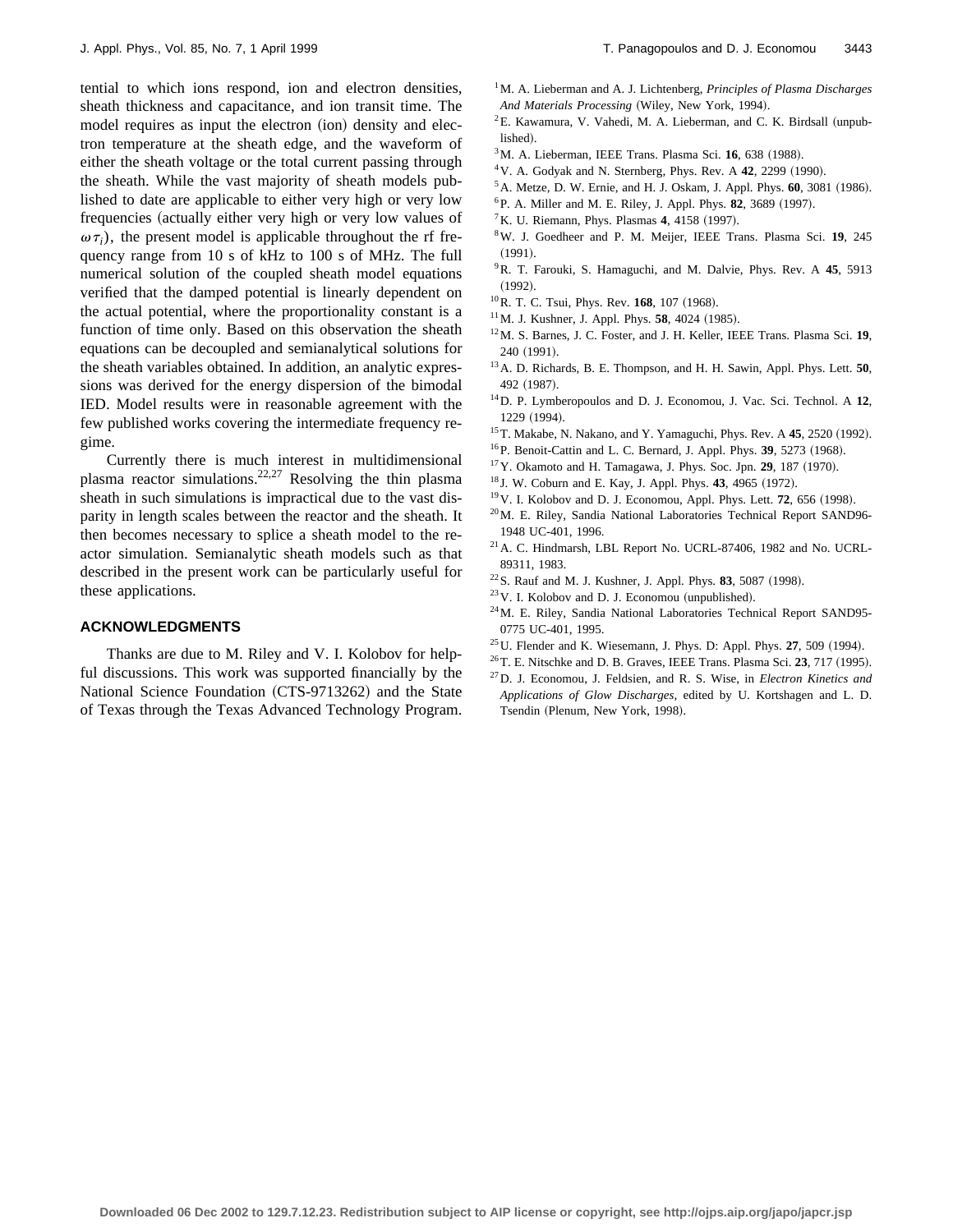tential to which ions respond, ion and electron densities, sheath thickness and capacitance, and ion transit time. The model requires as input the electron (ion) density and electron temperature at the sheath edge, and the waveform of either the sheath voltage or the total current passing through the sheath. While the vast majority of sheath models published to date are applicable to either very high or very low frequencies (actually either very high or very low values of $\omega\tau_i$), the present model is applicable throughout the rf frequency range from 10 s of kHz to 100 s of MHz. The full numerical solution of the coupled sheath model equations verified that the damped potential is linearly dependent on the actual potential, where the proportionality constant is a function of time only. Based on this observation the sheath equations can be decoupled and semianalytical solutions for the sheath variables obtained. In addition, an analytic expressions was derived for the energy dispersion of the bimodal IED. Model results were in reasonable agreement with the few published works covering the intermediate frequency regime.

Currently there is much interest in multidimensional plasma reactor simulations.[22,27] Resolving the thin plasma sheath in such simulations is impractical due to the vast disparity in length scales between the reactor and the sheath. It then becomes necessary to splice a sheath model to the reactor simulation. Semianalytic sheath models such as that described in the present work can be particularly useful for these applications.

## ACKNOWLEDGMENTS

Thanks are due to M. Riley and V. I. Kolobov for helpful discussions. This work was supported financially by the National Science Foundation (CTS-9713262) and the State of Texas through the Texas Advanced Technology Program.

[1] M. A. Lieberman and A. J. Lichtenberg, *Principles of Plasma Discharges And Materials Processing* (Wiley, New York, 1994).

[2] E. Kawamura, V. Vahedi, M. A. Lieberman, and C. K. Birdsall (unpublished).

[3] M. A. Lieberman, IEEE Trans. Plasma Sci. **16**, 638 (1988).

[4] V. A. Godyak and N. Sternberg, Phys. Rev. A **42**, 2299 (1990).

[5] A. Metze, D. W. Ernie, and H. J. Oskam, J. Appl. Phys. **60**, 3081 (1986).

[6] P. A. Miller and M. E. Riley, J. Appl. Phys. **82**, 3689 (1997).

[7] K. U. Riemann, Phys. Plasmas **4**, 4158 (1997).

[8] W. J. Goedheer and P. M. Meijer, IEEE Trans. Plasma Sci. **19**, 245 (1991).

[9] R. T. Farouki, S. Hamaguchi, and M. Dalvie, Phys. Rev. A **45**, 5913 (1992).

[10] R. T. C. Tsui, Phys. Rev. **168**, 107 (1968).

[11] M. J. Kushner, J. Appl. Phys. **58**, 4024 (1985).

[12] M. S. Barnes, J. C. Foster, and J. H. Keller, IEEE Trans. Plasma Sci. **19**, 240 (1991).

[13] A. D. Richards, B. E. Thompson, and H. H. Sawin, Appl. Phys. Lett. **50**, 492 (1987).

[14] D. P. Lymberopoulos and D. J. Economou, J. Vac. Sci. Technol. A **12**, 1229 (1994).

[15] T. Makabe, N. Nakano, and Y. Yamaguchi, Phys. Rev. A **45**, 2520 (1992).

[16] P. Benoit-Cattin and L. C. Bernard, J. Appl. Phys. **39**, 5273 (1968).

[17] Y. Okamoto and H. Tamagawa, J. Phys. Soc. Jpn. **29**, 187 (1970).

[18] J. W. Coburn and E. Kay, J. Appl. Phys. **43**, 4965 (1972).

[19] V. I. Kolobov and D. J. Economou, Appl. Phys. Lett. **72**, 656 (1998).

[20] M. E. Riley, Sandia National Laboratories Technical Report SAND96-1948 UC-401, 1996.

[21] A. C. Hindmarsh, LBL Report No. UCRL-87406, 1982 and No. UCRL-89311, 1983.

[22] S. Rauf and M. J. Kushner, J. Appl. Phys. **83**, 5087 (1998).

[23] V. I. Kolobov and D. J. Economou (unpublished).

[24] M. E. Riley, Sandia National Laboratories Technical Report SAND95-0775 UC-401, 1995.

[25] U. Flender and K. Wiesemann, J. Phys. D: Appl. Phys. **27**, 509 (1994).

[26] T. E. Nitschke and D. B. Graves, IEEE Trans. Plasma Sci. **23**, 717 (1995).

[27] D. J. Economou, J. Feldsien, and R. S. Wise, in *Electron Kinetics and Applications of Glow Discharges*, edited by U. Kortshagen and L. D. Tsendin (Plenum, New York, 1998).